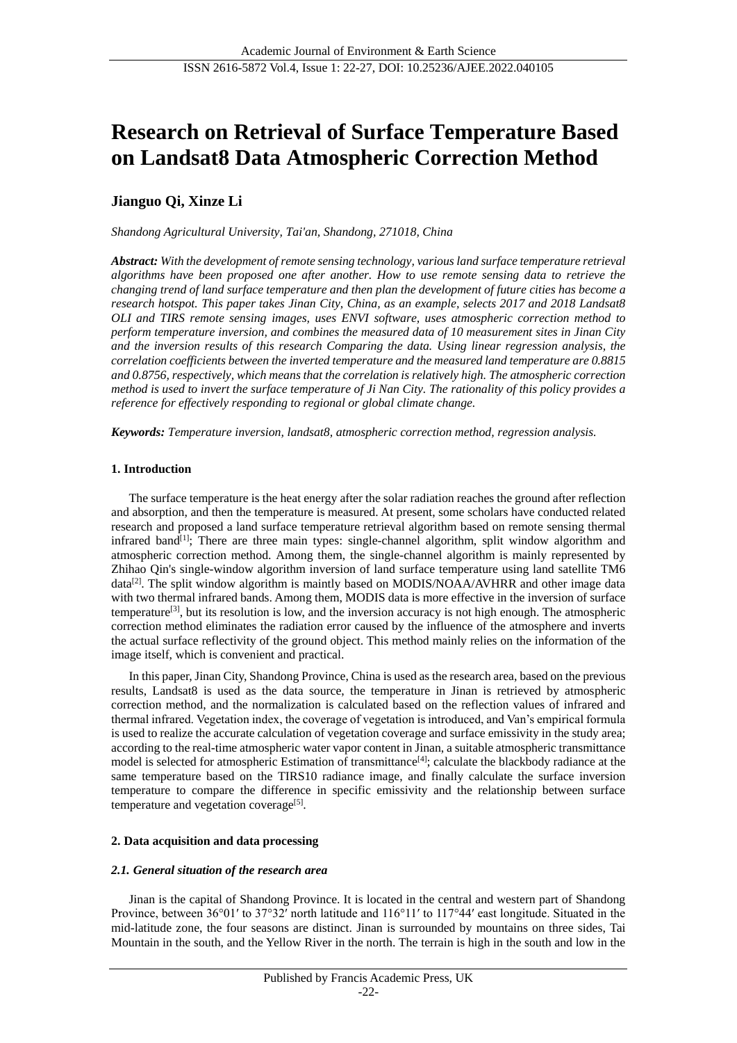# Research on Retrieval of Surface Temperature Based on Landsat8 Data Atmospheric Correction Method

**Jianguo Qi, Xinze Li**

*Shandong Agricultural University, Tai'an, Shandong, 271018, China*

***Abstract:*** *With the development of remote sensing technology, various land surface temperature retrieval algorithms have been proposed one after another. How to use remote sensing data to retrieve the changing trend of land surface temperature and then plan the development of future cities has become a research hotspot. This paper takes Jinan City, China, as an example, selects 2017 and 2018 Landsat8 OLI and TIRS remote sensing images, uses ENVI software, uses atmospheric correction method to perform temperature inversion, and combines the measured data of 10 measurement sites in Jinan City and the inversion results of this research Comparing the data. Using linear regression analysis, the correlation coefficients between the inverted temperature and the measured land temperature are 0.8815 and 0.8756, respectively, which means that the correlation is relatively high. The atmospheric correction method is used to invert the surface temperature of Ji Nan City. The rationality of this policy provides a reference for effectively responding to regional or global climate change.*

***Keywords:*** *Temperature inversion, landsat8, atmospheric correction method, regression analysis.*

## 1. Introduction

The surface temperature is the heat energy after the solar radiation reaches the ground after reflection and absorption, and then the temperature is measured. At present, some scholars have conducted related research and proposed a land surface temperature retrieval algorithm based on remote sensing thermal infrared band[1]; There are three main types: single-channel algorithm, split window algorithm and atmospheric correction method. Among them, the single-channel algorithm is mainly represented by Zhihao Qin's single-window algorithm inversion of land surface temperature using land satellite TM6 data[2]. The split window algorithm is maintly based on MODIS/NOAA/AVHRR and other image data with two thermal infrared bands. Among them, MODIS data is more effective in the inversion of surface temperature[3], but its resolution is low, and the inversion accuracy is not high enough. The atmospheric correction method eliminates the radiation error caused by the influence of the atmosphere and inverts the actual surface reflectivity of the ground object. This method mainly relies on the information of the image itself, which is convenient and practical.

In this paper, Jinan City, Shandong Province, China is used as the research area, based on the previous results, Landsat8 is used as the data source, the temperature in Jinan is retrieved by atmospheric correction method, and the normalization is calculated based on the reflection values of infrared and thermal infrared. Vegetation index, the coverage of vegetation is introduced, and Van's empirical formula is used to realize the accurate calculation of vegetation coverage and surface emissivity in the study area; according to the real-time atmospheric water vapor content in Jinan, a suitable atmospheric transmittance model is selected for atmospheric Estimation of transmittance[4]; calculate the blackbody radiance at the same temperature based on the TIRS10 radiance image, and finally calculate the surface inversion temperature to compare the difference in specific emissivity and the relationship between surface temperature and vegetation coverage[5].

## 2. Data acquisition and data processing

### *2.1. General situation of the research area*

Jinan is the capital of Shandong Province. It is located in the central and western part of Shandong Province, between 36°01′ to 37°32′ north latitude and 116°11′ to 117°44′ east longitude. Situated in the mid-latitude zone, the four seasons are distinct. Jinan is surrounded by mountains on three sides, Tai Mountain in the south, and the Yellow River in the north. The terrain is high in the south and low in the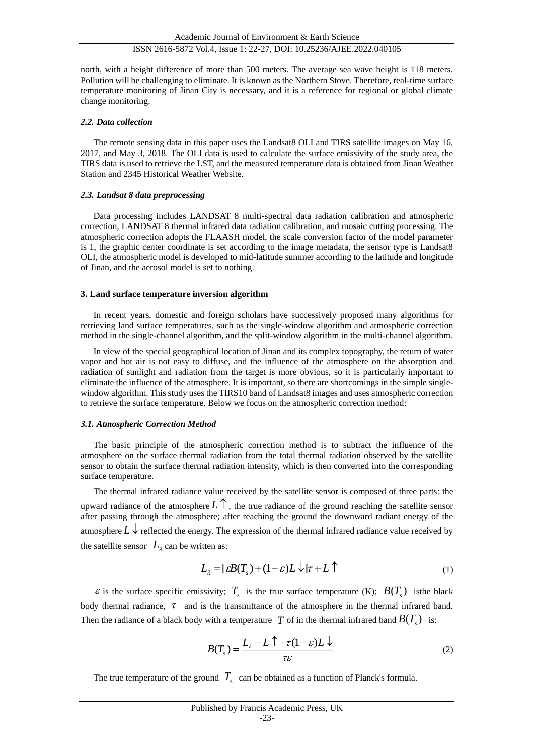north, with a height difference of more than 500 meters. The average sea wave height is 118 meters. Pollution will be challenging to eliminate. It is known as the Northern Stove. Therefore, real-time surface temperature monitoring of Jinan City is necessary, and it is a reference for regional or global climate change monitoring.

### *2.2. Data collection*

The remote sensing data in this paper uses the Landsat8 OLI and TIRS satellite images on May 16, 2017, and May 3, 2018. The OLI data is used to calculate the surface emissivity of the study area, the TIRS data is used to retrieve the LST, and the measured temperature data is obtained from Jinan Weather Station and 2345 Historical Weather Website.

### *2.3. Landsat 8 data preprocessing*

Data processing includes LANDSAT 8 multi-spectral data radiation calibration and atmospheric correction, LANDSAT 8 thermal infrared data radiation calibration, and mosaic cutting processing. The atmospheric correction adopts the FLAASH model, the scale conversion factor of the model parameter is 1, the graphic center coordinate is set according to the image metadata, the sensor type is Landsat8 OLI, the atmospheric model is developed to mid-latitude summer according to the latitude and longitude of Jinan, and the aerosol model is set to nothing.

## 3. Land surface temperature inversion algorithm

In recent years, domestic and foreign scholars have successively proposed many algorithms for retrieving land surface temperatures, such as the single-window algorithm and atmospheric correction method in the single-channel algorithm, and the split-window algorithm in the multi-channel algorithm.

In view of the special geographical location of Jinan and its complex topography, the return of water vapor and hot air is not easy to diffuse, and the influence of the atmosphere on the absorption and radiation of sunlight and radiation from the target is more obvious, so it is particularly important to eliminate the influence of the atmosphere. It is important, so there are shortcomings in the simple single-window algorithm. This study uses the TIRS10 band of Landsat8 images and uses atmospheric correction to retrieve the surface temperature. Below we focus on the atmospheric correction method:

### *3.1. Atmospheric Correction Method*

The basic principle of the atmospheric correction method is to subtract the influence of the atmosphere on the surface thermal radiation from the total thermal radiation observed by the satellite sensor to obtain the surface thermal radiation intensity, which is then converted into the corresponding surface temperature.

The thermal infrared radiance value received by the satellite sensor is composed of three parts: the upward radiance of the atmosphere $L\uparrow$, the true radiance of the ground reaching the satellite sensor after passing through the atmosphere; after reaching the ground the downward radiant energy of the atmosphere $L\downarrow$ reflected the energy. The expression of the thermal infrared radiance value received by the satellite sensor $L_\lambda$ can be written as:

$$L_\lambda = [\varepsilon B(T_s) + (1-\varepsilon)L\downarrow]\tau + L\uparrow \tag{1}$$

$\varepsilon$ is the surface specific emissivity; $T_s$ is the true surface temperature (K); $B(T_s)$ isthe black body thermal radiance, $\tau$ and is the transmittance of the atmosphere in the thermal infrared band. Then the radiance of a black body with a temperature $T$ of in the thermal infrared band $B(T_s)$ is:

$$B(T_s) = \frac{L_\lambda - L\uparrow - \tau(1-\varepsilon)L\downarrow}{\tau\varepsilon} \tag{2}$$

The true temperature of the ground $T_s$ can be obtained as a function of Planck's formula.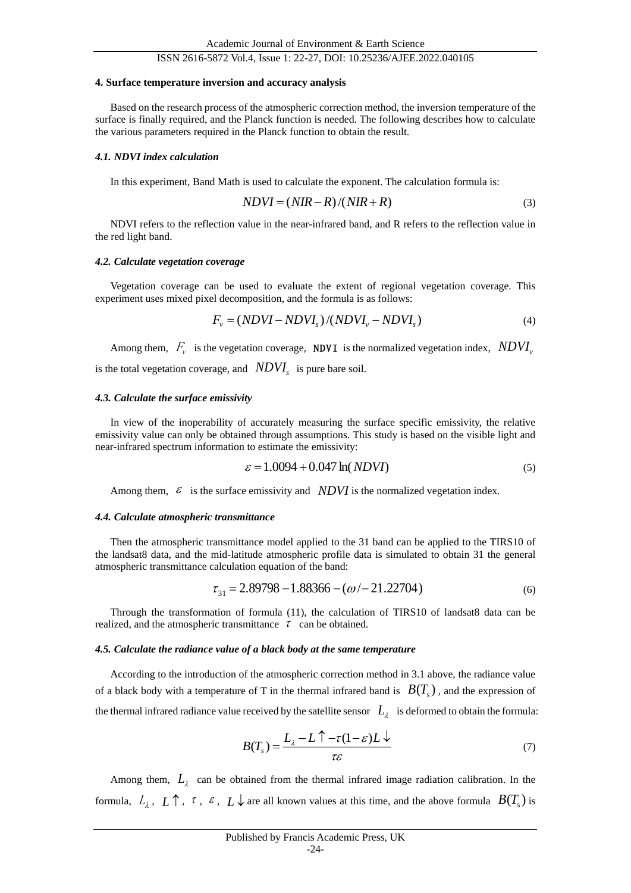## 4. Surface temperature inversion and accuracy analysis

Based on the research process of the atmospheric correction method, the inversion temperature of the surface is finally required, and the Planck function is needed. The following describes how to calculate the various parameters required in the Planck function to obtain the result.

### *4.1. NDVI index calculation*

In this experiment, Band Math is used to calculate the exponent. The calculation formula is:

$$NDVI = (NIR - R)/(NIR + R) \tag{3}$$

NDVI refers to the reflection value in the near-infrared band, and R refers to the reflection value in the red light band.

### *4.2. Calculate vegetation coverage*

Vegetation coverage can be used to evaluate the extent of regional vegetation coverage. This experiment uses mixed pixel decomposition, and the formula is as follows:

$$F_v = (NDVI - NDVI_s)/(NDVI_v - NDVI_s) \tag{4}$$

Among them, $F_v$ is the vegetation coverage, NDVI is the normalized vegetation index, $NDVI_v$ is the total vegetation coverage, and $NDVI_s$ is pure bare soil.

### *4.3. Calculate the surface emissivity*

In view of the inoperability of accurately measuring the surface specific emissivity, the relative emissivity value can only be obtained through assumptions. This study is based on the visible light and near-infrared spectrum information to estimate the emissivity:

$$\varepsilon = 1.0094 + 0.047\ln(NDVI) \tag{5}$$

Among them, $\varepsilon$ is the surface emissivity and $NDVI$ is the normalized vegetation index.

### *4.4. Calculate atmospheric transmittance*

Then the atmospheric transmittance model applied to the 31 band can be applied to the TIRS10 of the landsat8 data, and the mid-latitude atmospheric profile data is simulated to obtain 31 the general atmospheric transmittance calculation equation of the band:

$$\tau_{31} = 2.89798 - 1.88366 - (\omega / - 21.22704) \tag{6}$$

Through the transformation of formula (11), the calculation of TIRS10 of landsat8 data can be realized, and the atmospheric transmittance $\tau$ can be obtained.

### *4.5. Calculate the radiance value of a black body at the same temperature*

According to the introduction of the atmospheric correction method in 3.1 above, the radiance value of a black body with a temperature of T in the thermal infrared band is $B(T_s)$, and the expression of the thermal infrared radiance value received by the satellite sensor $L_\lambda$ is deformed to obtain the formula:

$$B(T_s) = \frac{L_\lambda - L\uparrow - \tau(1-\varepsilon)L\downarrow}{\tau\varepsilon} \tag{7}$$

Among them, $L_\lambda$ can be obtained from the thermal infrared image radiation calibration. In the formula, $L_\lambda$, $L\uparrow$, $\tau$, $\varepsilon$, $L\downarrow$ are all known values at this time, and the above formula $B(T_s)$ is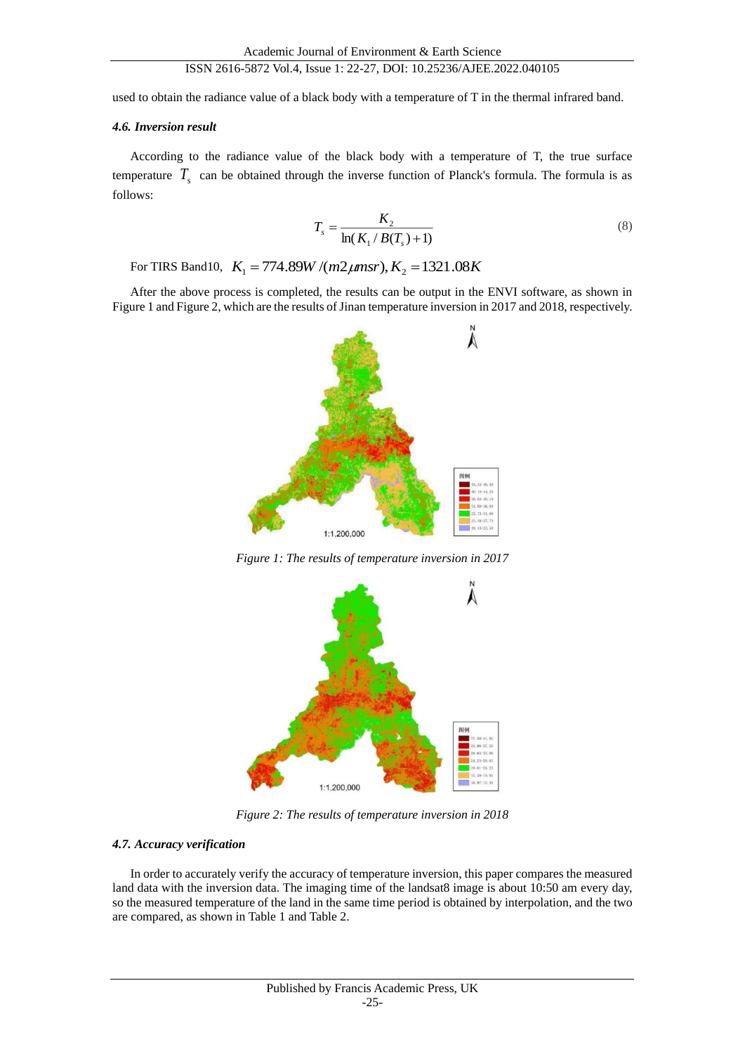used to obtain the radiance value of a black body with a temperature of T in the thermal infrared band.

#### *4.6. Inversion result*

According to the radiance value of the black body with a temperature of T, the true surface temperature $T_s$ can be obtained through the inverse function of Planck's formula. The formula is as follows:

$$T_s = \frac{K_2}{\ln(K_1 / B(T_s) + 1)} \tag{8}$$

For TIRS Band10, $K_1 = 774.89W/(m2\mu msr), K_2 = 1321.08K$

After the above process is completed, the results can be output in the ENVI software, as shown in Figure 1 and Figure 2, which are the results of Jinan temperature inversion in 2017 and 2018, respectively.

*Figure 1: The results of temperature inversion in 2017*

*Figure 2: The results of temperature inversion in 2018*

#### *4.7. Accuracy verification*

In order to accurately verify the accuracy of temperature inversion, this paper compares the measured land data with the inversion data. The imaging time of the landsat8 image is about 10:50 am every day, so the measured temperature of the land in the same time period is obtained by interpolation, and the two are compared, as shown in Table 1 and Table 2.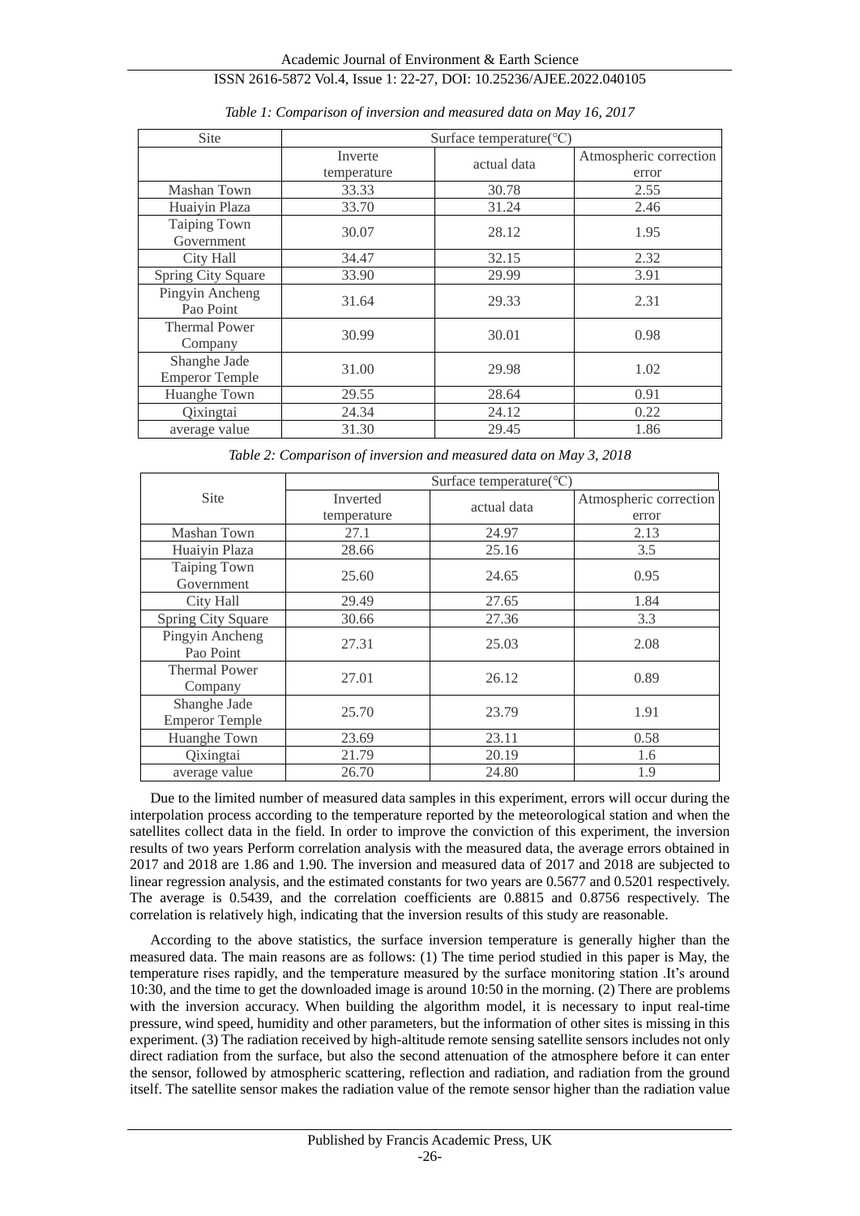*Table 1: Comparison of inversion and measured data on May 16, 2017*

| Site | Surface temperature(℃) | | |
|---|---|---|---|
| | Inverte temperature | actual data | Atmospheric correction error |
| Mashan Town | 33.33 | 30.78 | 2.55 |
| Huaiyin Plaza | 33.70 | 31.24 | 2.46 |
| Taiping Town Government | 30.07 | 28.12 | 1.95 |
| City Hall | 34.47 | 32.15 | 2.32 |
| Spring City Square | 33.90 | 29.99 | 3.91 |
| Pingyin Ancheng Pao Point | 31.64 | 29.33 | 2.31 |
| Thermal Power Company | 30.99 | 30.01 | 0.98 |
| Shanghe Jade Emperor Temple | 31.00 | 29.98 | 1.02 |
| Huanghe Town | 29.55 | 28.64 | 0.91 |
| Qixingtai | 24.34 | 24.12 | 0.22 |
| average value | 31.30 | 29.45 | 1.86 |

*Table 2: Comparison of inversion and measured data on May 3, 2018*

| Site | Surface temperature(℃) | | |
|---|---|---|---|
| | Inverted temperature | actual data | Atmospheric correction error |
| Mashan Town | 27.1 | 24.97 | 2.13 |
| Huaiyin Plaza | 28.66 | 25.16 | 3.5 |
| Taiping Town Government | 25.60 | 24.65 | 0.95 |
| City Hall | 29.49 | 27.65 | 1.84 |
| Spring City Square | 30.66 | 27.36 | 3.3 |
| Pingyin Ancheng Pao Point | 27.31 | 25.03 | 2.08 |
| Thermal Power Company | 27.01 | 26.12 | 0.89 |
| Shanghe Jade Emperor Temple | 25.70 | 23.79 | 1.91 |
| Huanghe Town | 23.69 | 23.11 | 0.58 |
| Qixingtai | 21.79 | 20.19 | 1.6 |
| average value | 26.70 | 24.80 | 1.9 |

Due to the limited number of measured data samples in this experiment, errors will occur during the interpolation process according to the temperature reported by the meteorological station and when the satellites collect data in the field. In order to improve the conviction of this experiment, the inversion results of two years Perform correlation analysis with the measured data, the average errors obtained in 2017 and 2018 are 1.86 and 1.90. The inversion and measured data of 2017 and 2018 are subjected to linear regression analysis, and the estimated constants for two years are 0.5677 and 0.5201 respectively. The average is 0.5439, and the correlation coefficients are 0.8815 and 0.8756 respectively. The correlation is relatively high, indicating that the inversion results of this study are reasonable.

According to the above statistics, the surface inversion temperature is generally higher than the measured data. The main reasons are as follows: (1) The time period studied in this paper is May, the temperature rises rapidly, and the temperature measured by the surface monitoring station .It's around 10:30, and the time to get the downloaded image is around 10:50 in the morning. (2) There are problems with the inversion accuracy. When building the algorithm model, it is necessary to input real-time pressure, wind speed, humidity and other parameters, but the information of other sites is missing in this experiment. (3) The radiation received by high-altitude remote sensing satellite sensors includes not only direct radiation from the surface, but also the second attenuation of the atmosphere before it can enter the sensor, followed by atmospheric scattering, reflection and radiation, and radiation from the ground itself. The satellite sensor makes the radiation value of the remote sensor higher than the radiation value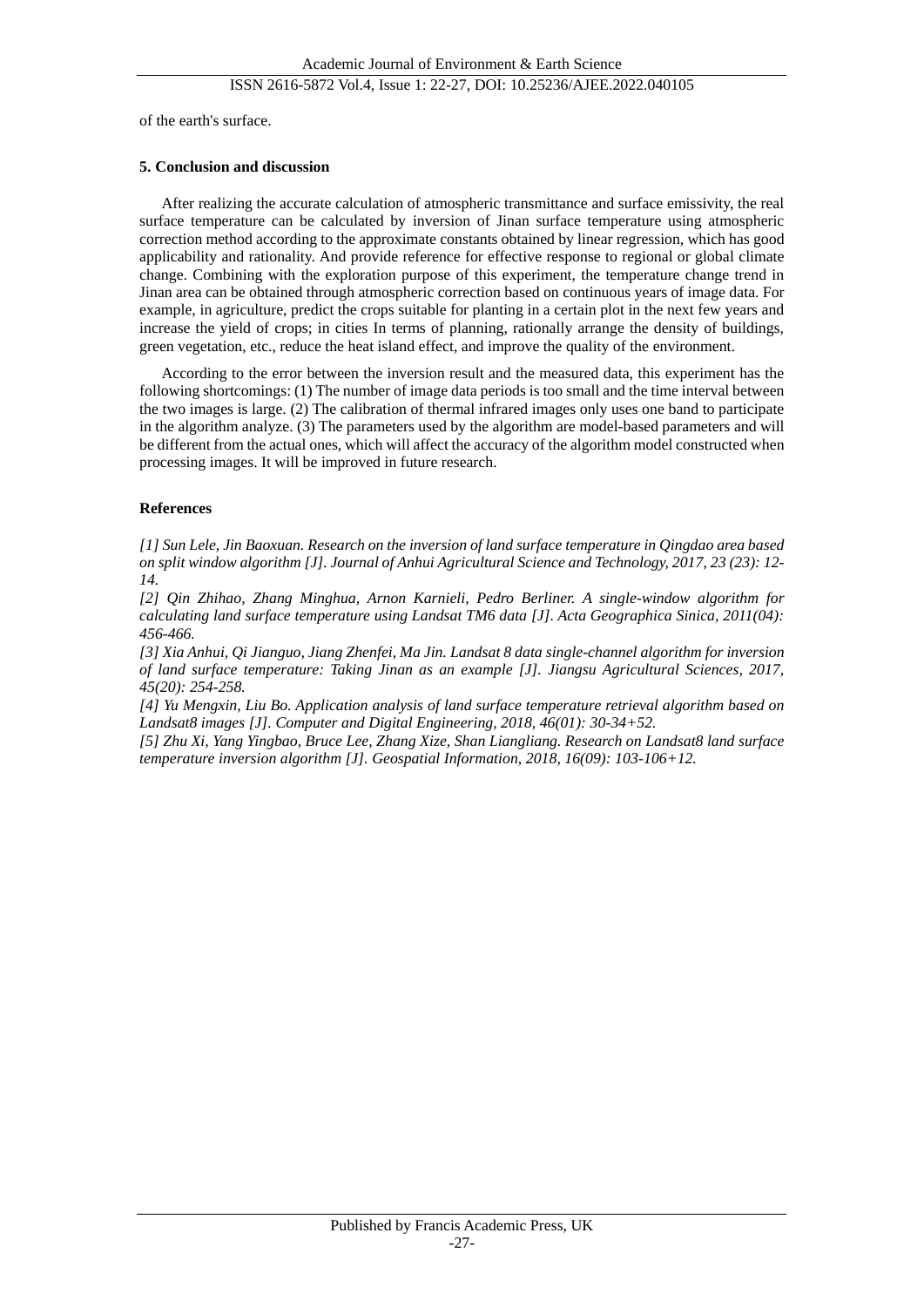of the earth's surface.

## 5. Conclusion and discussion

After realizing the accurate calculation of atmospheric transmittance and surface emissivity, the real surface temperature can be calculated by inversion of Jinan surface temperature using atmospheric correction method according to the approximate constants obtained by linear regression, which has good applicability and rationality. And provide reference for effective response to regional or global climate change. Combining with the exploration purpose of this experiment, the temperature change trend in Jinan area can be obtained through atmospheric correction based on continuous years of image data. For example, in agriculture, predict the crops suitable for planting in a certain plot in the next few years and increase the yield of crops; in cities In terms of planning, rationally arrange the density of buildings, green vegetation, etc., reduce the heat island effect, and improve the quality of the environment.

According to the error between the inversion result and the measured data, this experiment has the following shortcomings: (1) The number of image data periods is too small and the time interval between the two images is large. (2) The calibration of thermal infrared images only uses one band to participate in the algorithm analyze. (3) The parameters used by the algorithm are model-based parameters and will be different from the actual ones, which will affect the accuracy of the algorithm model constructed when processing images. It will be improved in future research.

## References

*[1] Sun Lele, Jin Baoxuan. Research on the inversion of land surface temperature in Qingdao area based on split window algorithm [J]. Journal of Anhui Agricultural Science and Technology, 2017, 23 (23): 12-14.*

*[2] Qin Zhihao, Zhang Minghua, Arnon Karnieli, Pedro Berliner. A single-window algorithm for calculating land surface temperature using Landsat TM6 data [J]. Acta Geographica Sinica, 2011(04): 456-466.*

*[3] Xia Anhui, Qi Jianguo, Jiang Zhenfei, Ma Jin. Landsat 8 data single-channel algorithm for inversion of land surface temperature: Taking Jinan as an example [J]. Jiangsu Agricultural Sciences, 2017, 45(20): 254-258.*

*[4] Yu Mengxin, Liu Bo. Application analysis of land surface temperature retrieval algorithm based on Landsat8 images [J]. Computer and Digital Engineering, 2018, 46(01): 30-34+52.*

*[5] Zhu Xi, Yang Yingbao, Bruce Lee, Zhang Xize, Shan Liangliang. Research on Landsat8 land surface temperature inversion algorithm [J]. Geospatial Information, 2018, 16(09): 103-106+12.*